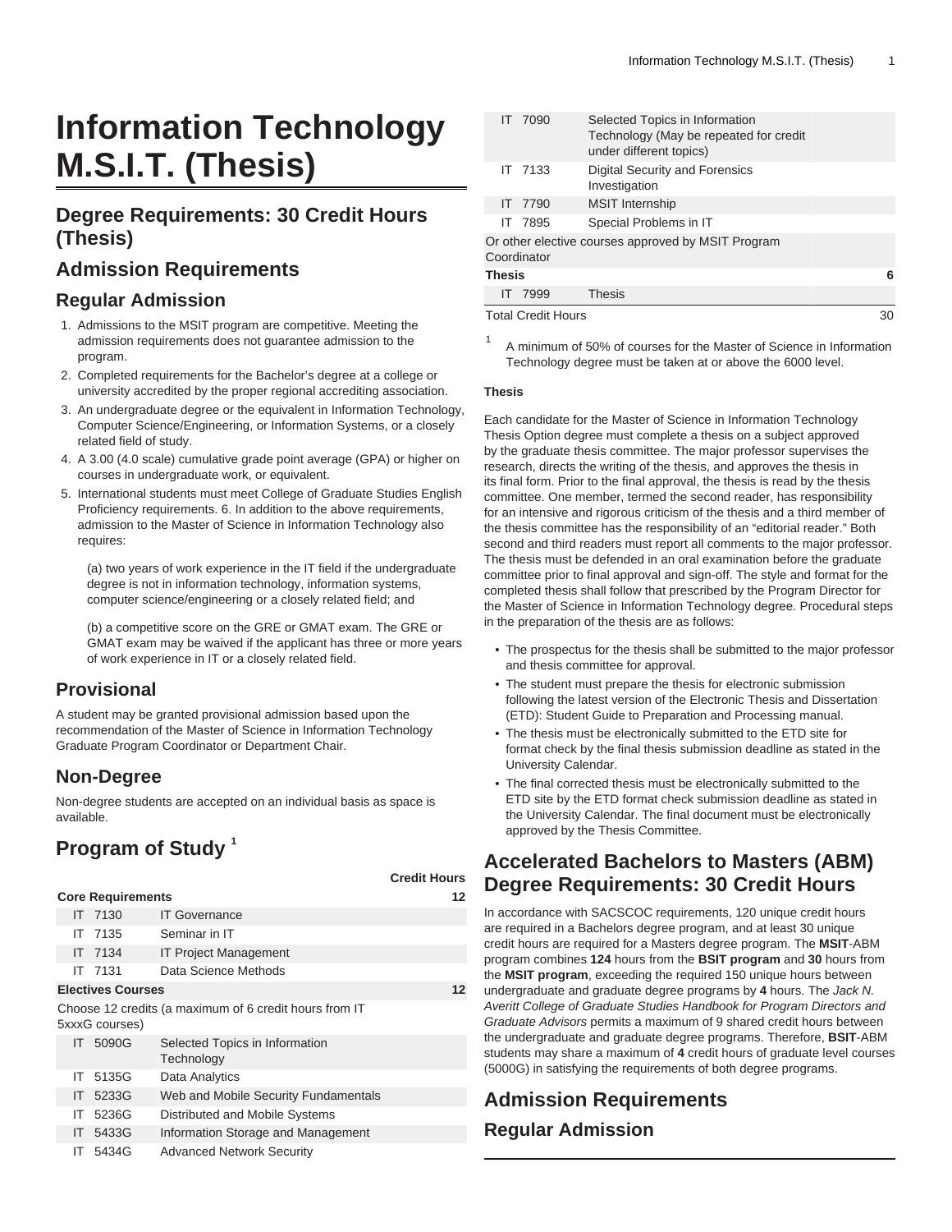# Information Technology M.S.I.T. (Thesis)

## Degree Requirements: 30 Credit Hours (Thesis)

## Admission Requirements

### Regular Admission

1. Admissions to the MSIT program are competitive. Meeting the admission requirements does not guarantee admission to the program.
2. Completed requirements for the Bachelor's degree at a college or university accredited by the proper regional accrediting association.
3. An undergraduate degree or the equivalent in Information Technology, Computer Science/Engineering, or Information Systems, or a closely related field of study.
4. A 3.00 (4.0 scale) cumulative grade point average (GPA) or higher on courses in undergraduate work, or equivalent.
5. International students must meet College of Graduate Studies English Proficiency requirements. 6. In addition to the above requirements, admission to the Master of Science in Information Technology also requires:

   (a) two years of work experience in the IT field if the undergraduate degree is not in information technology, information systems, computer science/engineering or a closely related field; and

   (b) a competitive score on the GRE or GMAT exam. The GRE or GMAT exam may be waived if the applicant has three or more years of work experience in IT or a closely related field.

### Provisional

A student may be granted provisional admission based upon the recommendation of the Master of Science in Information Technology Graduate Program Coordinator or Department Chair.

### Non-Degree

Non-degree students are accepted on an individual basis as space is available.

## Program of Study [1]

| | | Credit Hours |
|---|---|---|
| **Core Requirements** | | **12** |
| IT 7130 | IT Governance | |
| IT 7135 | Seminar in IT | |
| IT 7134 | IT Project Management | |
| IT 7131 | Data Science Methods | |
| **Electives Courses** | | **12** |
| Choose 12 credits (a maximum of 6 credit hours from IT 5xxxG courses) | | |
| IT 5090G | Selected Topics in Information Technology | |
| IT 5135G | Data Analytics | |
| IT 5233G | Web and Mobile Security Fundamentals | |
| IT 5236G | Distributed and Mobile Systems | |
| IT 5433G | Information Storage and Management | |
| IT 5434G | Advanced Network Security | |
| IT 7090 | Selected Topics in Information Technology (May be repeated for credit under different topics) | |
| IT 7133 | Digital Security and Forensics Investigation | |
| IT 7790 | MSIT Internship | |
| IT 7895 | Special Problems in IT | |
| Or other elective courses approved by MSIT Program Coordinator | | |
| **Thesis** | | **6** |
| IT 7999 | Thesis | |
| Total Credit Hours | | 30 |

[1] A minimum of 50% of courses for the Master of Science in Information Technology degree must be taken at or above the 6000 level.

**Thesis**

Each candidate for the Master of Science in Information Technology Thesis Option degree must complete a thesis on a subject approved by the graduate thesis committee. The major professor supervises the research, directs the writing of the thesis, and approves the thesis in its final form. Prior to the final approval, the thesis is read by the thesis committee. One member, termed the second reader, has responsibility for an intensive and rigorous criticism of the thesis and a third member of the thesis committee has the responsibility of an "editorial reader." Both second and third readers must report all comments to the major professor. The thesis must be defended in an oral examination before the graduate committee prior to final approval and sign-off. The style and format for the completed thesis shall follow that prescribed by the Program Director for the Master of Science in Information Technology degree. Procedural steps in the preparation of the thesis are as follows:

- The prospectus for the thesis shall be submitted to the major professor and thesis committee for approval.
- The student must prepare the thesis for electronic submission following the latest version of the Electronic Thesis and Dissertation (ETD): Student Guide to Preparation and Processing manual.
- The thesis must be electronically submitted to the ETD site for format check by the final thesis submission deadline as stated in the University Calendar.
- The final corrected thesis must be electronically submitted to the ETD site by the ETD format check submission deadline as stated in the University Calendar. The final document must be electronically approved by the Thesis Committee.

## Accelerated Bachelors to Masters (ABM) Degree Requirements: 30 Credit Hours

In accordance with SACSCOC requirements, 120 unique credit hours are required in a Bachelors degree program, and at least 30 unique credit hours are required for a Masters degree program. The **MSIT**-ABM program combines **124** hours from the **BSIT program** and **30** hours from the **MSIT program**, exceeding the required 150 unique hours between undergraduate and graduate degree programs by **4** hours. The *Jack N. Averitt College of Graduate Studies Handbook for Program Directors and Graduate Advisors* permits a maximum of 9 shared credit hours between the undergraduate and graduate degree programs. Therefore, **BSIT**-ABM students may share a maximum of **4** credit hours of graduate level courses (5000G) in satisfying the requirements of both degree programs.

## Admission Requirements

### Regular Admission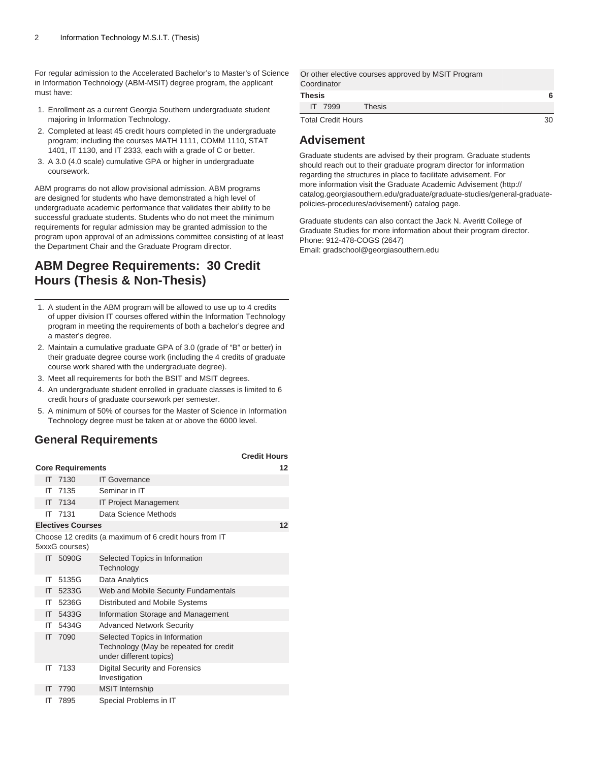For regular admission to the Accelerated Bachelor's to Master's of Science in Information Technology (ABM-MSIT) degree program, the applicant must have:

1. Enrollment as a current Georgia Southern undergraduate student majoring in Information Technology.
2. Completed at least 45 credit hours completed in the undergraduate program; including the courses MATH 1111, COMM 1110, STAT 1401, IT 1130, and IT 2333, each with a grade of C or better.
3. A 3.0 (4.0 scale) cumulative GPA or higher in undergraduate coursework.

ABM programs do not allow provisional admission. ABM programs are designed for students who have demonstrated a high level of undergraduate academic performance that validates their ability to be successful graduate students. Students who do not meet the minimum requirements for regular admission may be granted admission to the program upon approval of an admissions committee consisting of at least the Department Chair and the Graduate Program director.

## ABM Degree Requirements: 30 Credit Hours (Thesis & Non-Thesis)

1. A student in the ABM program will be allowed to use up to 4 credits of upper division IT courses offered within the Information Technology program in meeting the requirements of both a bachelor's degree and a master's degree.
2. Maintain a cumulative graduate GPA of 3.0 (grade of "B" or better) in their graduate degree course work (including the 4 credits of graduate course work shared with the undergraduate degree).
3. Meet all requirements for both the BSIT and MSIT degrees.
4. An undergraduate student enrolled in graduate classes is limited to 6 credit hours of graduate coursework per semester.
5. A minimum of 50% of courses for the Master of Science in Information Technology degree must be taken at or above the 6000 level.

## General Requirements

| | | Credit Hours |
|---|---|---|
| **Core Requirements** | | **12** |
| IT 7130 | IT Governance | |
| IT 7135 | Seminar in IT | |
| IT 7134 | IT Project Management | |
| IT 7131 | Data Science Methods | |
| **Electives Courses** | | **12** |
| Choose 12 credits (a maximum of 6 credit hours from IT 5xxxG courses) | | |
| IT 5090G | Selected Topics in Information Technology | |
| IT 5135G | Data Analytics | |
| IT 5233G | Web and Mobile Security Fundamentals | |
| IT 5236G | Distributed and Mobile Systems | |
| IT 5433G | Information Storage and Management | |
| IT 5434G | Advanced Network Security | |
| IT 7090 | Selected Topics in Information Technology (May be repeated for credit under different topics) | |
| IT 7133 | Digital Security and Forensics Investigation | |
| IT 7790 | MSIT Internship | |
| IT 7895 | Special Problems in IT | |
| Or other elective courses approved by MSIT Program Coordinator | | |
| **Thesis** | | **6** |
| IT 7999 | Thesis | |
| Total Credit Hours | | 30 |

## Advisement

Graduate students are advised by their program. Graduate students should reach out to their graduate program director for information regarding the structures in place to facilitate advisement. For more information visit the Graduate Academic Advisement (http://catalog.georgiasouthern.edu/graduate/graduate-studies/general-graduate-policies-procedures/advisement/) catalog page.

Graduate students can also contact the Jack N. Averitt College of Graduate Studies for more information about their program director.
Phone: 912-478-COGS (2647)
Email: gradschool@georgiasouthern.edu